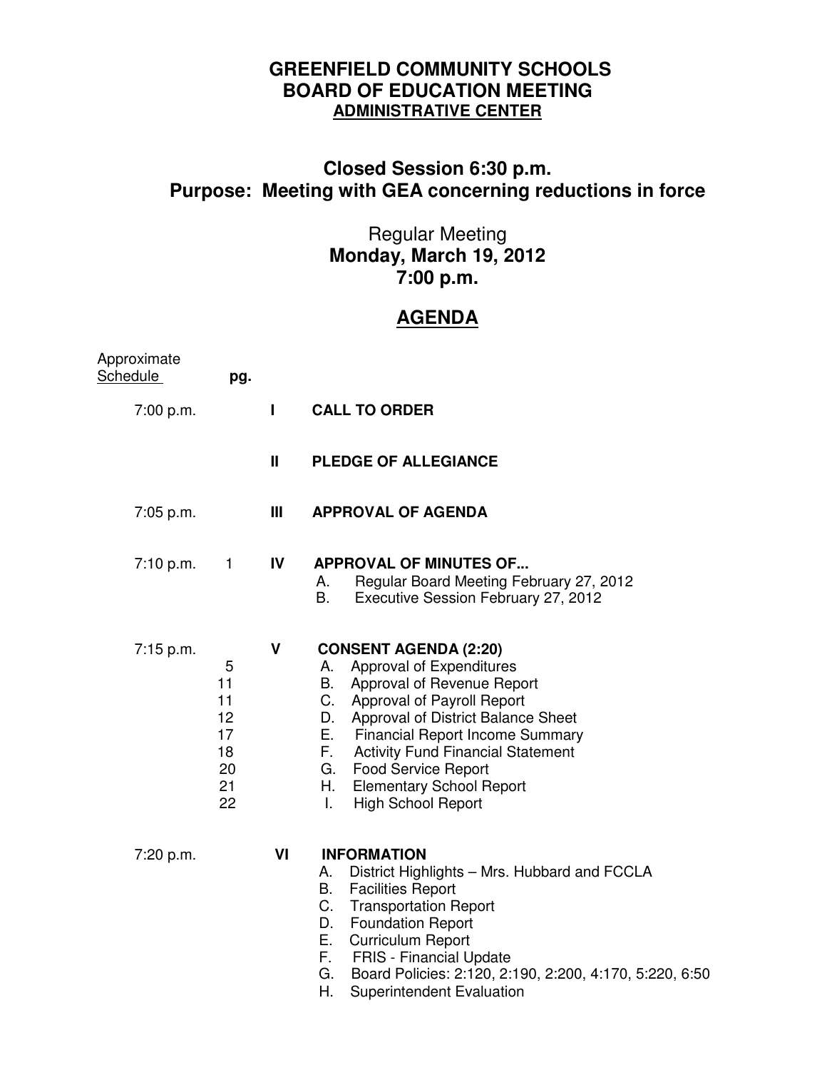# GREENFIELD COMMUNITY SCHOOLS
## BOARD OF EDUCATION MEETING
### ADMINISTRATIVE CENTER

## Closed Session 6:30 p.m.
## Purpose: Meeting with GEA concerning reductions in force

Regular Meeting
**Monday, March 19, 2012**
**7:00 p.m.**

## AGENDA

| Approximate Schedule | pg. | | |
|---|---|---|---|
| 7:00 p.m. | | I | **CALL TO ORDER** |
| | | II | **PLEDGE OF ALLEGIANCE** |
| 7:05 p.m. | | III | **APPROVAL OF AGENDA** |
| 7:10 p.m. | 1 | IV | **APPROVAL OF MINUTES OF...** |
| | | | A. Regular Board Meeting February 27, 2012 |
| | | | B. Executive Session February 27, 2012 |
| 7:15 p.m. | | V | **CONSENT AGENDA (2:20)** |
| | 5 | | A. Approval of Expenditures |
| | 11 | | B. Approval of Revenue Report |
| | 11 | | C. Approval of Payroll Report |
| | 12 | | D. Approval of District Balance Sheet |
| | 17 | | E. Financial Report Income Summary |
| | 18 | | F. Activity Fund Financial Statement |
| | 20 | | G. Food Service Report |
| | 21 | | H. Elementary School Report |
| | 22 | | I. High School Report |
| 7:20 p.m. | | VI | **INFORMATION** |
| | | | A. District Highlights – Mrs. Hubbard and FCCLA |
| | | | B. Facilities Report |
| | | | C. Transportation Report |
| | | | D. Foundation Report |
| | | | E. Curriculum Report |
| | | | F. FRIS - Financial Update |
| | | | G. Board Policies: 2:120, 2:190, 2:200, 4:170, 5:220, 6:50 |
| | | | H. Superintendent Evaluation |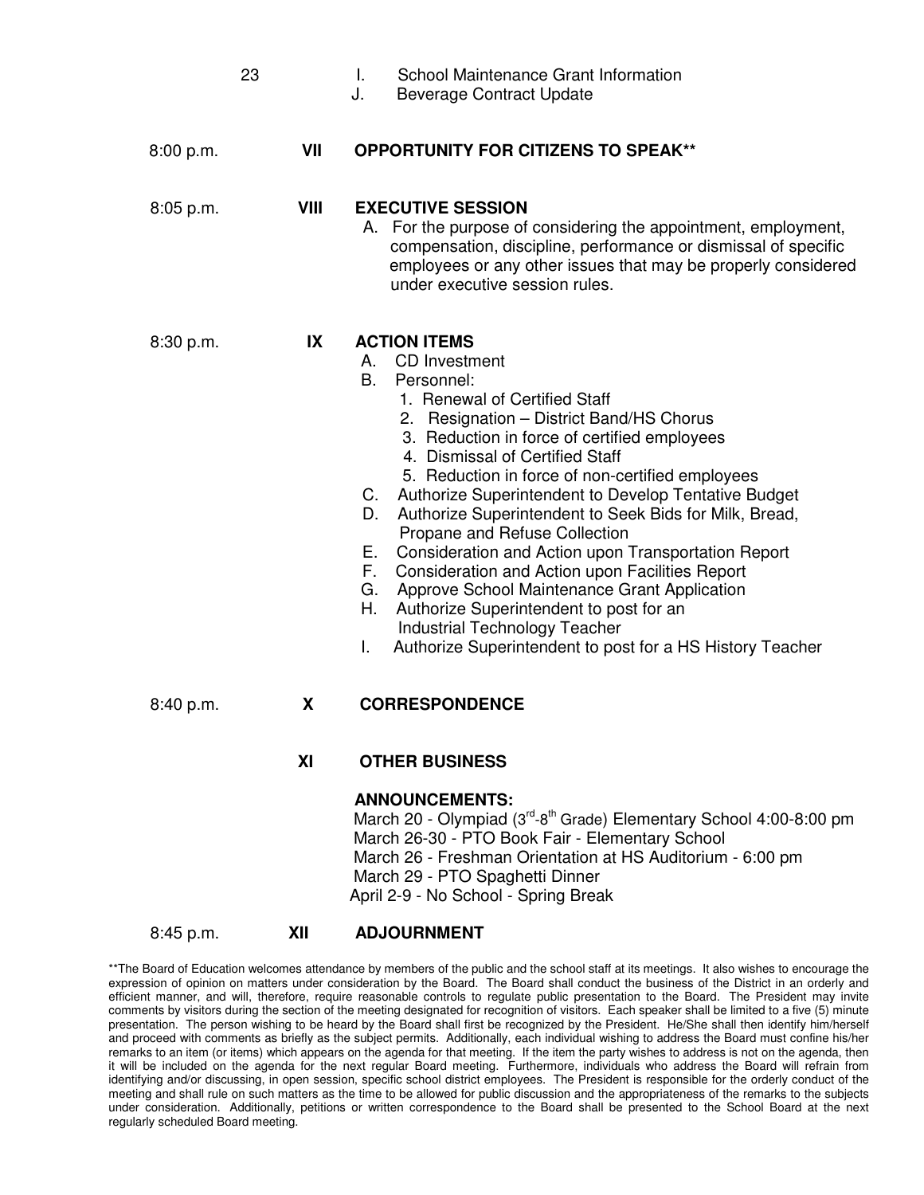23 I. School Maintenance Grant Information
J. Beverage Contract Update

8:00 p.m. **VII OPPORTUNITY FOR CITIZENS TO SPEAK****

8:05 p.m. **VIII EXECUTIVE SESSION**

A. For the purpose of considering the appointment, employment, compensation, discipline, performance or dismissal of specific employees or any other issues that may be properly considered under executive session rules.

8:30 p.m. **IX ACTION ITEMS**

A. CD Investment
B. Personnel:
   1. Renewal of Certified Staff
   2. Resignation – District Band/HS Chorus
   3. Reduction in force of certified employees
   4. Dismissal of Certified Staff
   5. Reduction in force of non-certified employees
C. Authorize Superintendent to Develop Tentative Budget
D. Authorize Superintendent to Seek Bids for Milk, Bread, Propane and Refuse Collection
E. Consideration and Action upon Transportation Report
F. Consideration and Action upon Facilities Report
G. Approve School Maintenance Grant Application
H. Authorize Superintendent to post for an Industrial Technology Teacher
I. Authorize Superintendent to post for a HS History Teacher

8:40 p.m. **X CORRESPONDENCE**

**XI OTHER BUSINESS**

**ANNOUNCEMENTS:**

March 20 - Olympiad (3rd-8th Grade) Elementary School 4:00-8:00 pm
March 26-30 - PTO Book Fair - Elementary School
March 26 - Freshman Orientation at HS Auditorium - 6:00 pm
March 29 - PTO Spaghetti Dinner
April 2-9 - No School - Spring Break

8:45 p.m. **XII ADJOURNMENT**

**The Board of Education welcomes attendance by members of the public and the school staff at its meetings. It also wishes to encourage the expression of opinion on matters under consideration by the Board. The Board shall conduct the business of the District in an orderly and efficient manner, and will, therefore, require reasonable controls to regulate public presentation to the Board. The President may invite comments by visitors during the section of the meeting designated for recognition of visitors. Each speaker shall be limited to a five (5) minute presentation. The person wishing to be heard by the Board shall first be recognized by the President. He/She shall then identify him/herself and proceed with comments as briefly as the subject permits. Additionally, each individual wishing to address the Board must confine his/her remarks to an item (or items) which appears on the agenda for that meeting. If the item the party wishes to address is not on the agenda, then it will be included on the agenda for the next regular Board meeting. Furthermore, individuals who address the Board will refrain from identifying and/or discussing, in open session, specific school district employees. The President is responsible for the orderly conduct of the meeting and shall rule on such matters as the time to be allowed for public discussion and the appropriateness of the remarks to the subjects under consideration. Additionally, petitions or written correspondence to the Board shall be presented to the School Board at the next regularly scheduled Board meeting.